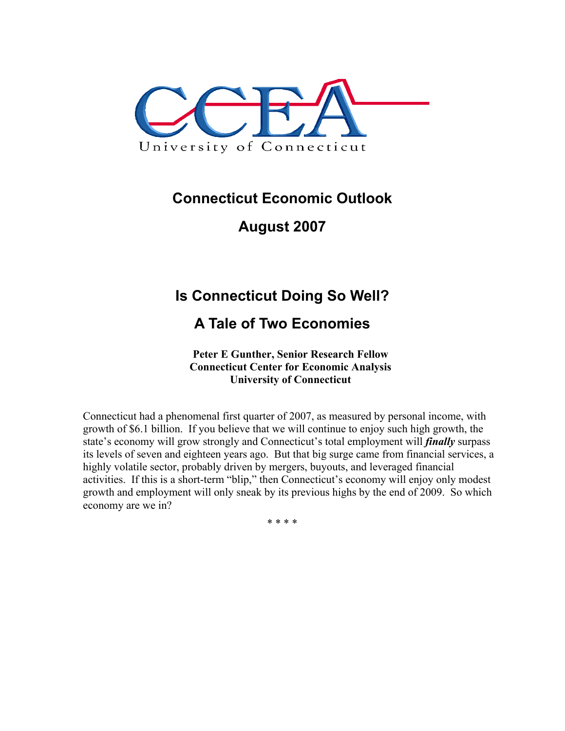CCEA

University of Connecticut

# Connecticut Economic Outlook

# August 2007

## Is Connecticut Doing So Well?

## A Tale of Two Economies

**Peter E Gunther, Senior Research Fellow**
**Connecticut Center for Economic Analysis**
**University of Connecticut**

Connecticut had a phenomenal first quarter of 2007, as measured by personal income, with growth of $6.1 billion. If you believe that we will continue to enjoy such high growth, the state's economy will grow strongly and Connecticut's total employment will ***finally*** surpass its levels of seven and eighteen years ago. But that big surge came from financial services, a highly volatile sector, probably driven by mergers, buyouts, and leveraged financial activities. If this is a short-term "blip," then Connecticut's economy will enjoy only modest growth and employment will only sneak by its previous highs by the end of 2009. So which economy are we in?

* * * *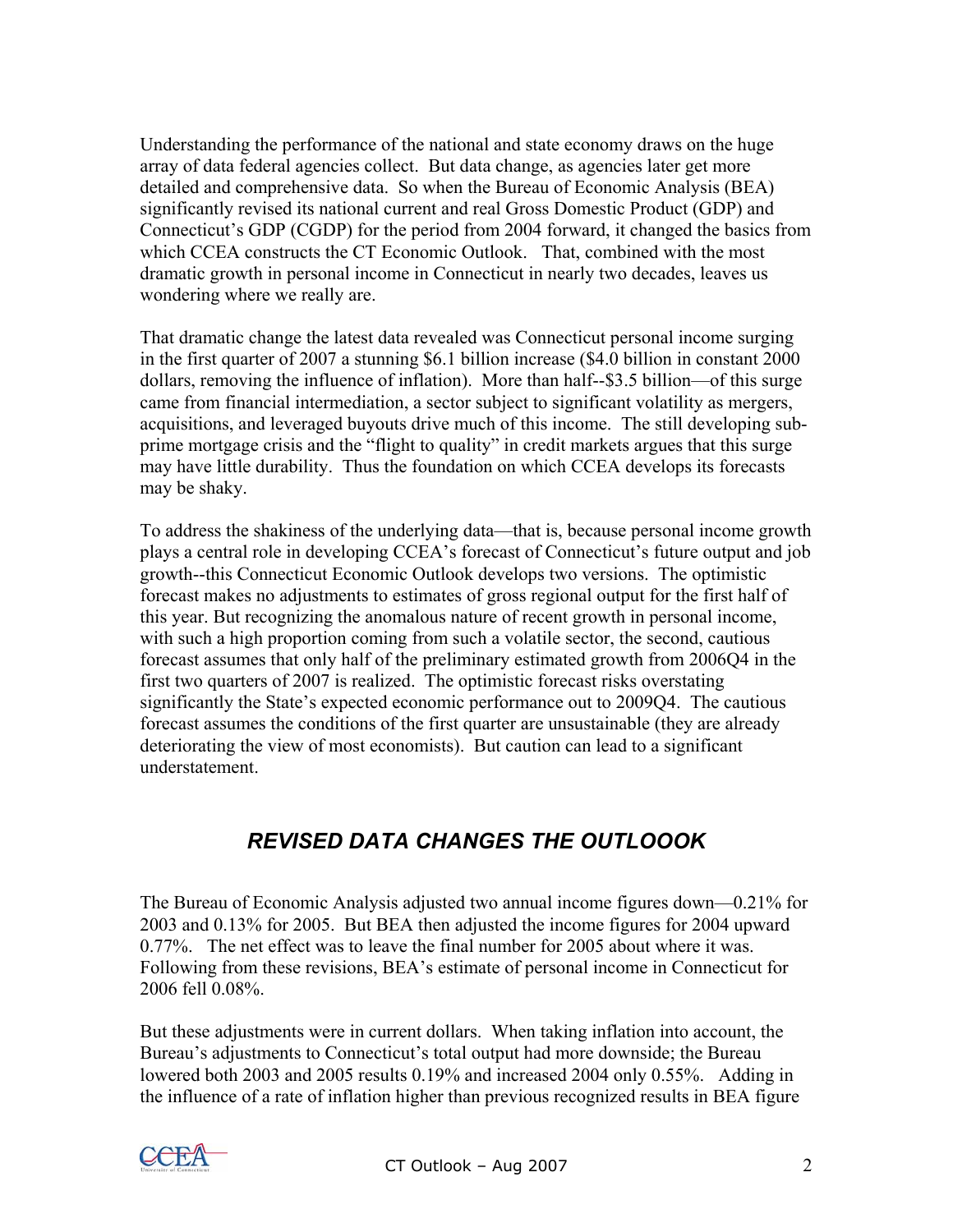Understanding the performance of the national and state economy draws on the huge array of data federal agencies collect. But data change, as agencies later get more detailed and comprehensive data. So when the Bureau of Economic Analysis (BEA) significantly revised its national current and real Gross Domestic Product (GDP) and Connecticut's GDP (CGDP) for the period from 2004 forward, it changed the basics from which CCEA constructs the CT Economic Outlook. That, combined with the most dramatic growth in personal income in Connecticut in nearly two decades, leaves us wondering where we really are.

That dramatic change the latest data revealed was Connecticut personal income surging in the first quarter of 2007 a stunning $6.1 billion increase ($4.0 billion in constant 2000 dollars, removing the influence of inflation). More than half--$3.5 billion—of this surge came from financial intermediation, a sector subject to significant volatility as mergers, acquisitions, and leveraged buyouts drive much of this income. The still developing sub-prime mortgage crisis and the "flight to quality" in credit markets argues that this surge may have little durability. Thus the foundation on which CCEA develops its forecasts may be shaky.

To address the shakiness of the underlying data—that is, because personal income growth plays a central role in developing CCEA's forecast of Connecticut's future output and job growth--this Connecticut Economic Outlook develops two versions. The optimistic forecast makes no adjustments to estimates of gross regional output for the first half of this year. But recognizing the anomalous nature of recent growth in personal income, with such a high proportion coming from such a volatile sector, the second, cautious forecast assumes that only half of the preliminary estimated growth from 2006Q4 in the first two quarters of 2007 is realized. The optimistic forecast risks overstating significantly the State's expected economic performance out to 2009Q4. The cautious forecast assumes the conditions of the first quarter are unsustainable (they are already deteriorating the view of most economists). But caution can lead to a significant understatement.

## *REVISED DATA CHANGES THE OUTLOOOK*

The Bureau of Economic Analysis adjusted two annual income figures down—0.21% for 2003 and 0.13% for 2005. But BEA then adjusted the income figures for 2004 upward 0.77%. The net effect was to leave the final number for 2005 about where it was. Following from these revisions, BEA's estimate of personal income in Connecticut for 2006 fell 0.08%.

But these adjustments were in current dollars. When taking inflation into account, the Bureau's adjustments to Connecticut's total output had more downside; the Bureau lowered both 2003 and 2005 results 0.19% and increased 2004 only 0.55%. Adding in the influence of a rate of inflation higher than previous recognized results in BEA figure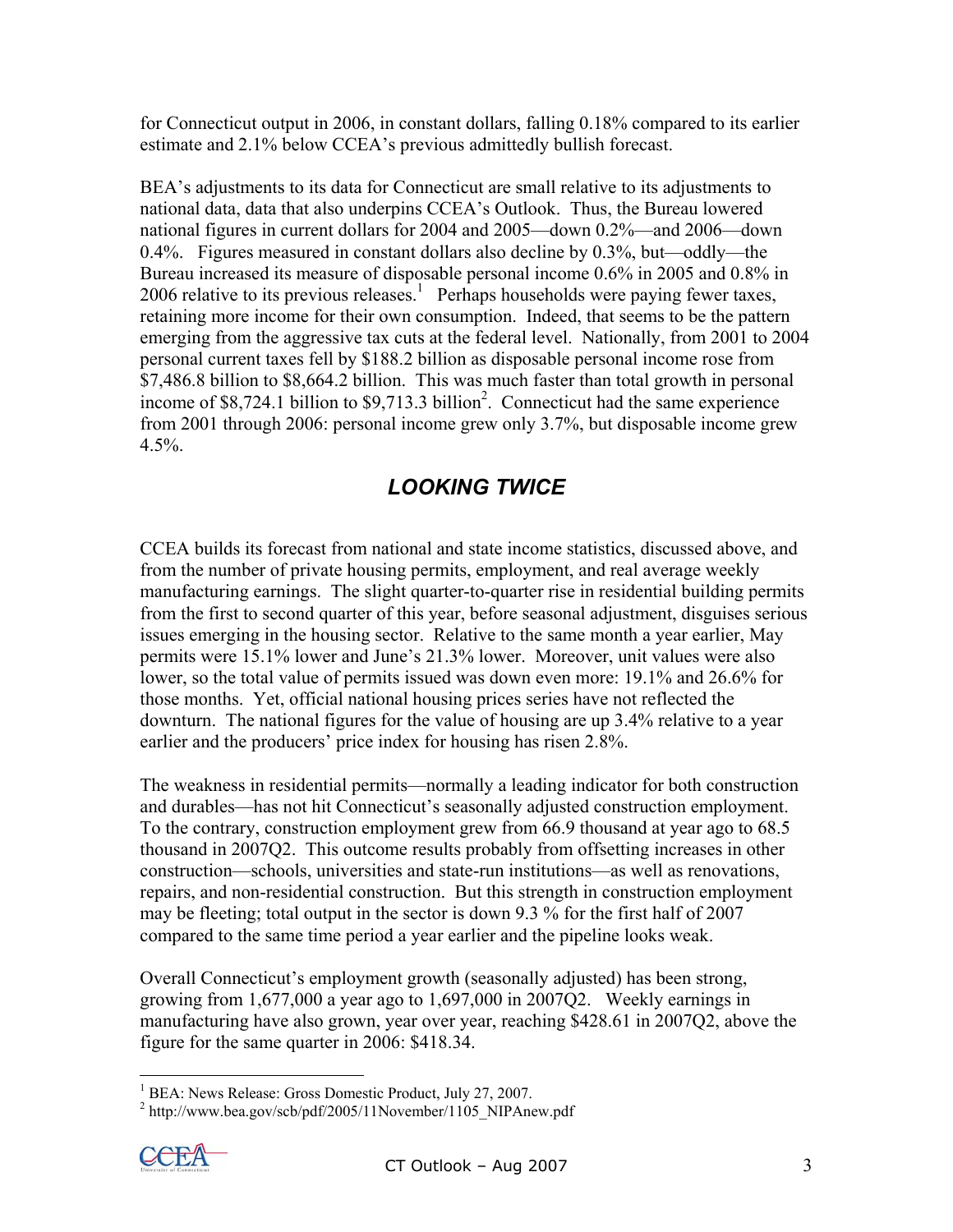for Connecticut output in 2006, in constant dollars, falling 0.18% compared to its earlier estimate and 2.1% below CCEA's previous admittedly bullish forecast.

BEA's adjustments to its data for Connecticut are small relative to its adjustments to national data, data that also underpins CCEA's Outlook. Thus, the Bureau lowered national figures in current dollars for 2004 and 2005—down 0.2%—and 2006—down 0.4%. Figures measured in constant dollars also decline by 0.3%, but—oddly—the Bureau increased its measure of disposable personal income 0.6% in 2005 and 0.8% in 2006 relative to its previous releases.[1] Perhaps households were paying fewer taxes, retaining more income for their own consumption. Indeed, that seems to be the pattern emerging from the aggressive tax cuts at the federal level. Nationally, from 2001 to 2004 personal current taxes fell by $188.2 billion as disposable personal income rose from $7,486.8 billion to $8,664.2 billion. This was much faster than total growth in personal income of $8,724.1 billion to $9,713.3 billion[2]. Connecticut had the same experience from 2001 through 2006: personal income grew only 3.7%, but disposable income grew 4.5%.

## *LOOKING TWICE*

CCEA builds its forecast from national and state income statistics, discussed above, and from the number of private housing permits, employment, and real average weekly manufacturing earnings. The slight quarter-to-quarter rise in residential building permits from the first to second quarter of this year, before seasonal adjustment, disguises serious issues emerging in the housing sector. Relative to the same month a year earlier, May permits were 15.1% lower and June's 21.3% lower. Moreover, unit values were also lower, so the total value of permits issued was down even more: 19.1% and 26.6% for those months. Yet, official national housing prices series have not reflected the downturn. The national figures for the value of housing are up 3.4% relative to a year earlier and the producers' price index for housing has risen 2.8%.

The weakness in residential permits—normally a leading indicator for both construction and durables—has not hit Connecticut's seasonally adjusted construction employment. To the contrary, construction employment grew from 66.9 thousand at year ago to 68.5 thousand in 2007Q2. This outcome results probably from offsetting increases in other construction—schools, universities and state-run institutions—as well as renovations, repairs, and non-residential construction. But this strength in construction employment may be fleeting; total output in the sector is down 9.3 % for the first half of 2007 compared to the same time period a year earlier and the pipeline looks weak.

Overall Connecticut's employment growth (seasonally adjusted) has been strong, growing from 1,677,000 a year ago to 1,697,000 in 2007Q2. Weekly earnings in manufacturing have also grown, year over year, reaching $428.61 in 2007Q2, above the figure for the same quarter in 2006: $418.34.

---

[1] BEA: News Release: Gross Domestic Product, July 27, 2007.

[2] http://www.bea.gov/scb/pdf/2005/11November/1105_NIPAnew.pdf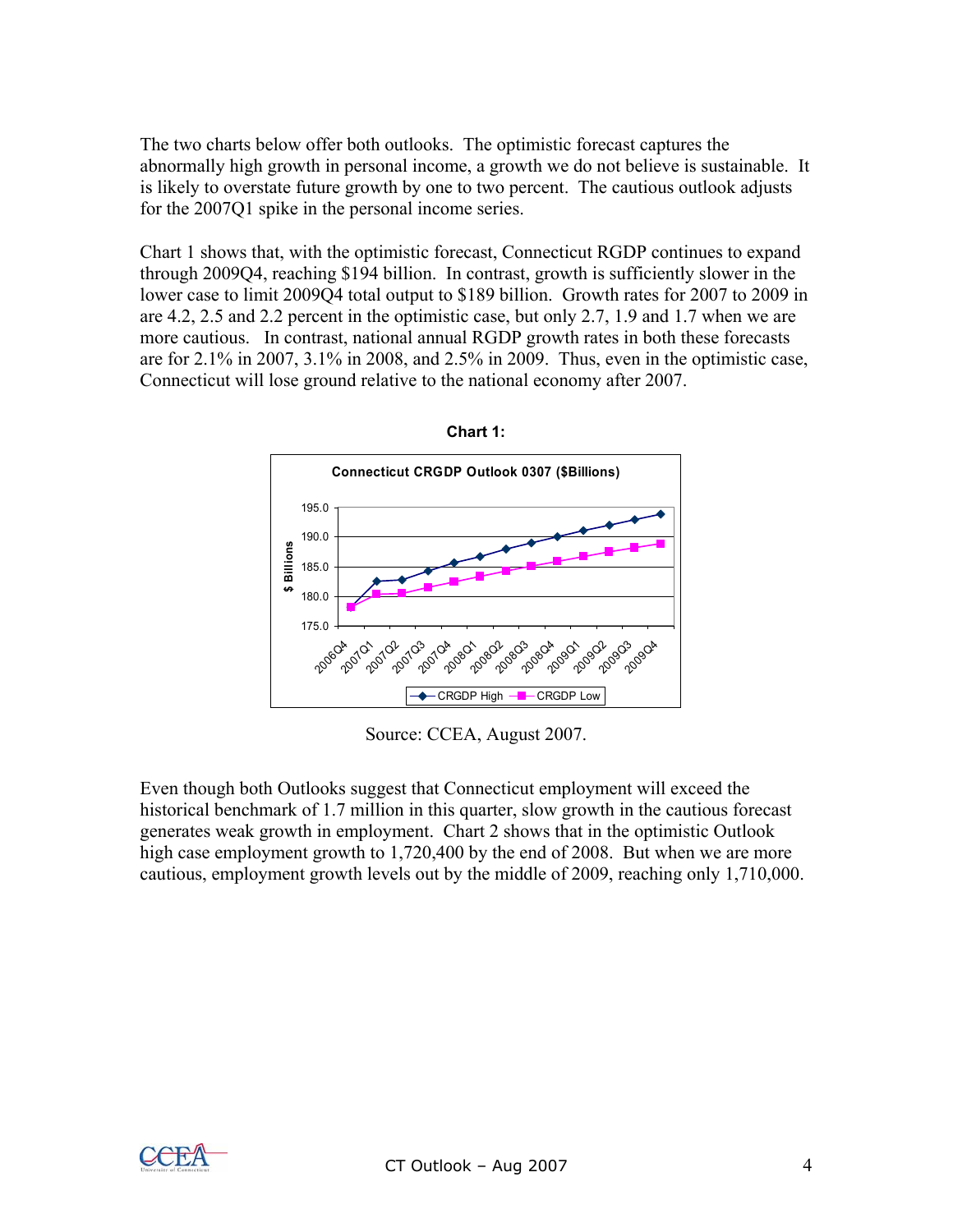The two charts below offer both outlooks. The optimistic forecast captures the abnormally high growth in personal income, a growth we do not believe is sustainable. It is likely to overstate future growth by one to two percent. The cautious outlook adjusts for the 2007Q1 spike in the personal income series.

Chart 1 shows that, with the optimistic forecast, Connecticut RGDP continues to expand through 2009Q4, reaching $194 billion. In contrast, growth is sufficiently slower in the lower case to limit 2009Q4 total output to $189 billion. Growth rates for 2007 to 2009 in are 4.2, 2.5 and 2.2 percent in the optimistic case, but only 2.7, 1.9 and 1.7 when we are more cautious. In contrast, national annual RGDP growth rates in both these forecasts are for 2.1% in 2007, 3.1% in 2008, and 2.5% in 2009. Thus, even in the optimistic case, Connecticut will lose ground relative to the national economy after 2007.

**Chart 1:**

**Connecticut CRGDP Outlook 0307 ($Billions)**

Source: CCEA, August 2007.

Even though both Outlooks suggest that Connecticut employment will exceed the historical benchmark of 1.7 million in this quarter, slow growth in the cautious forecast generates weak growth in employment. Chart 2 shows that in the optimistic Outlook high case employment growth to 1,720,400 by the end of 2008. But when we are more cautious, employment growth levels out by the middle of 2009, reaching only 1,710,000.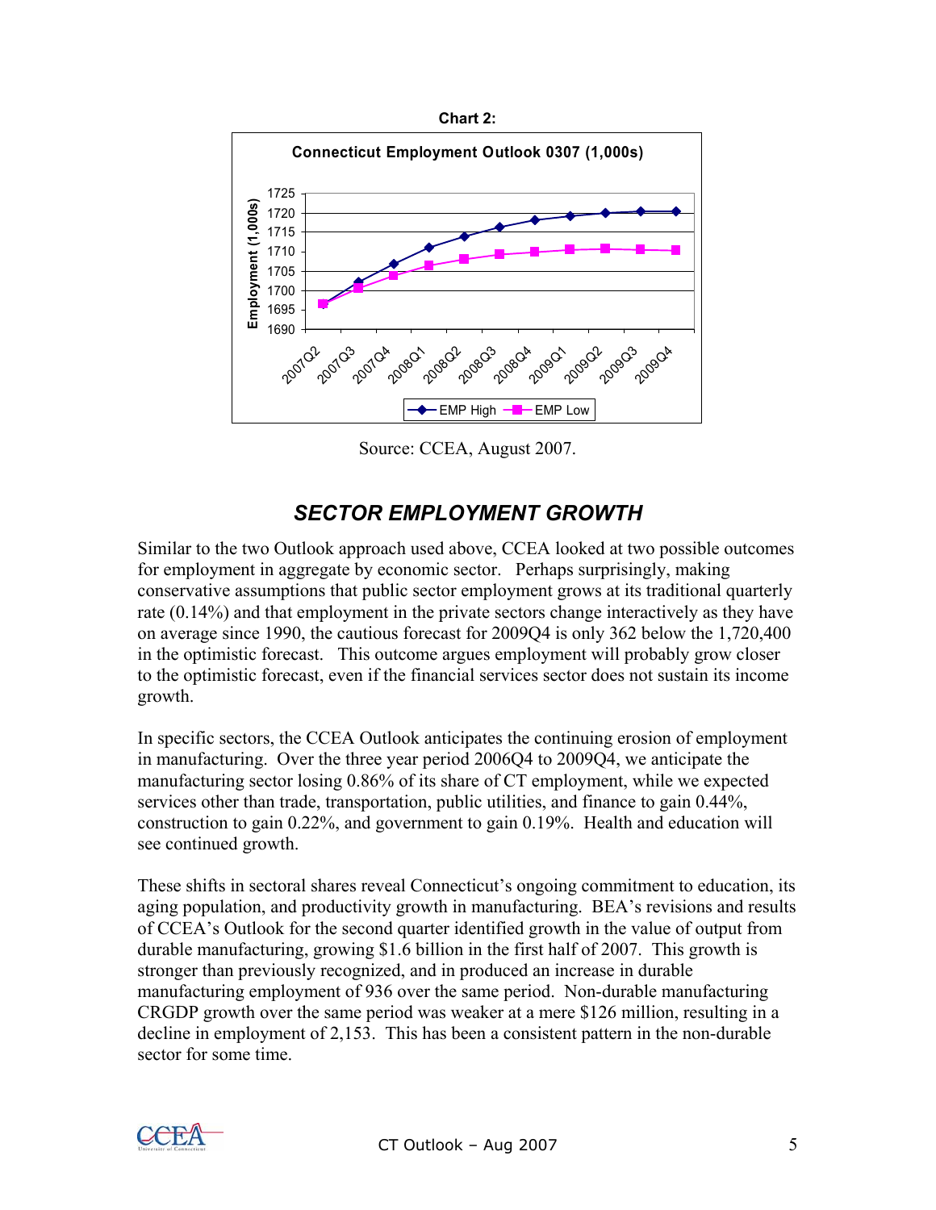**Chart 2:**

Source: CCEA, August 2007.

## *SECTOR EMPLOYMENT GROWTH*

Similar to the two Outlook approach used above, CCEA looked at two possible outcomes for employment in aggregate by economic sector. Perhaps surprisingly, making conservative assumptions that public sector employment grows at its traditional quarterly rate (0.14%) and that employment in the private sectors change interactively as they have on average since 1990, the cautious forecast for 2009Q4 is only 362 below the 1,720,400 in the optimistic forecast. This outcome argues employment will probably grow closer to the optimistic forecast, even if the financial services sector does not sustain its income growth.

In specific sectors, the CCEA Outlook anticipates the continuing erosion of employment in manufacturing. Over the three year period 2006Q4 to 2009Q4, we anticipate the manufacturing sector losing 0.86% of its share of CT employment, while we expected services other than trade, transportation, public utilities, and finance to gain 0.44%, construction to gain 0.22%, and government to gain 0.19%. Health and education will see continued growth.

These shifts in sectoral shares reveal Connecticut's ongoing commitment to education, its aging population, and productivity growth in manufacturing. BEA's revisions and results of CCEA's Outlook for the second quarter identified growth in the value of output from durable manufacturing, growing $1.6 billion in the first half of 2007. This growth is stronger than previously recognized, and in produced an increase in durable manufacturing employment of 936 over the same period. Non-durable manufacturing CRGDP growth over the same period was weaker at a mere $126 million, resulting in a decline in employment of 2,153. This has been a consistent pattern in the non-durable sector for some time.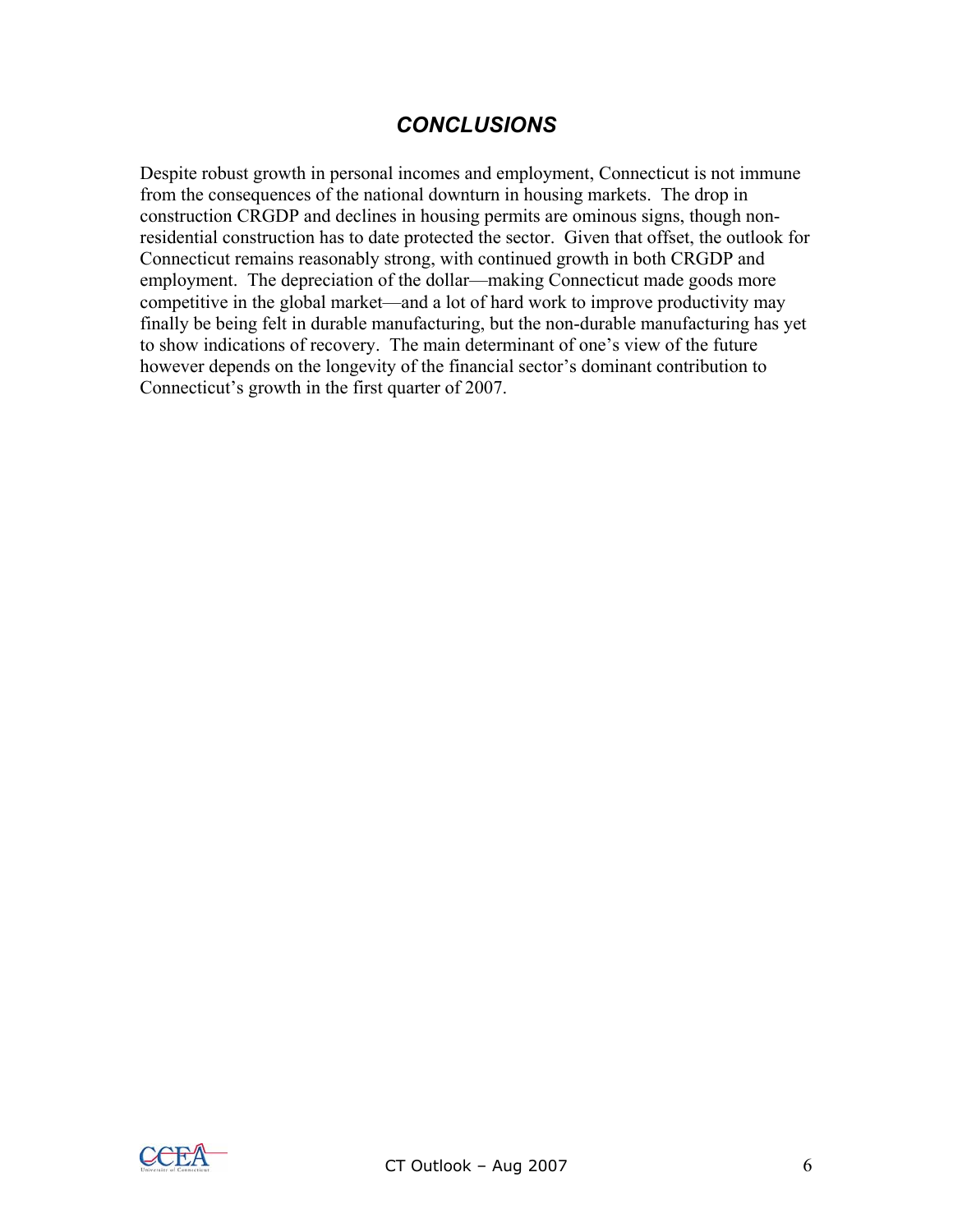## *CONCLUSIONS*

Despite robust growth in personal incomes and employment, Connecticut is not immune from the consequences of the national downturn in housing markets. The drop in construction CRGDP and declines in housing permits are ominous signs, though non-residential construction has to date protected the sector. Given that offset, the outlook for Connecticut remains reasonably strong, with continued growth in both CRGDP and employment. The depreciation of the dollar—making Connecticut made goods more competitive in the global market—and a lot of hard work to improve productivity may finally be being felt in durable manufacturing, but the non-durable manufacturing has yet to show indications of recovery. The main determinant of one's view of the future however depends on the longevity of the financial sector's dominant contribution to Connecticut's growth in the first quarter of 2007.